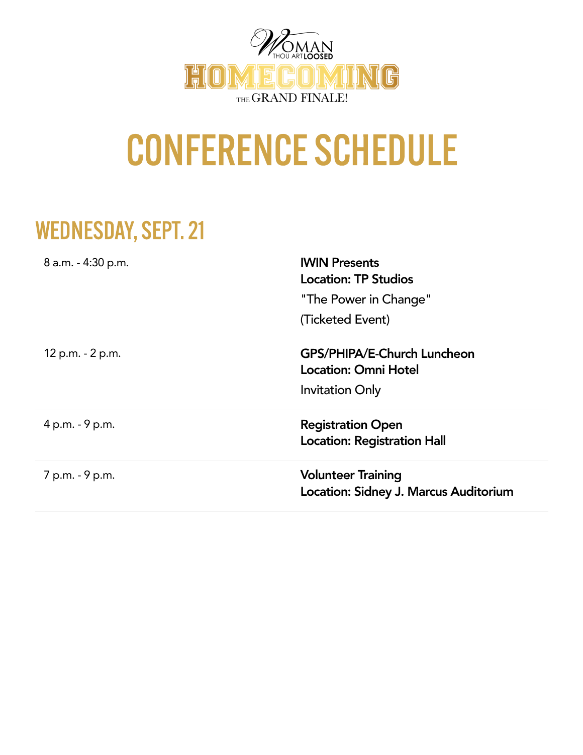Woman Thou Art Loosed

HOMECOMING

THE GRAND FINALE!

# CONFERENCE SCHEDULE

## WEDNESDAY, SEPT. 21

| | |
|---|---|
| 8 a.m. - 4:30 p.m. | **IWIN Presents**<br>**Location: TP Studios**<br>"The Power in Change"<br>(Ticketed Event) |
| 12 p.m. - 2 p.m. | **GPS/PHIPA/E-Church Luncheon**<br>**Location: Omni Hotel**<br>Invitation Only |
| 4 p.m. - 9 p.m. | **Registration Open**<br>**Location: Registration Hall** |
| 7 p.m. - 9 p.m. | **Volunteer Training**<br>**Location: Sidney J. Marcus Auditorium** |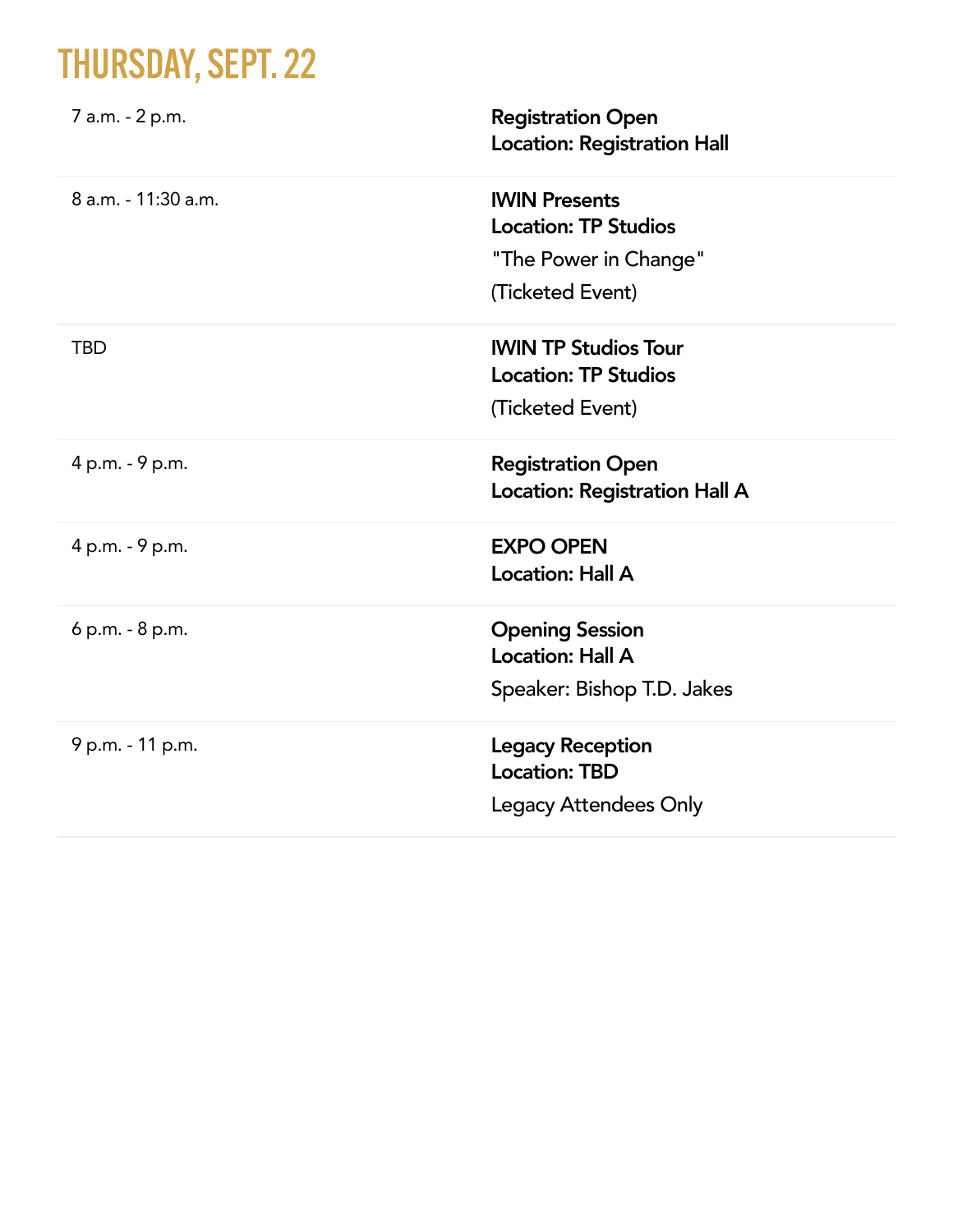# THURSDAY, SEPT. 22

| | |
|---|---|
| 7 a.m. - 2 p.m. | **Registration Open**<br>**Location: Registration Hall** |
| 8 a.m. - 11:30 a.m. | **IWIN Presents**<br>**Location: TP Studios**<br>"The Power in Change"<br>(Ticketed Event) |
| TBD | **IWIN TP Studios Tour**<br>**Location: TP Studios**<br>(Ticketed Event) |
| 4 p.m. - 9 p.m. | **Registration Open**<br>**Location: Registration Hall A** |
| 4 p.m. - 9 p.m. | **EXPO OPEN**<br>**Location: Hall A** |
| 6 p.m. - 8 p.m. | **Opening Session**<br>**Location: Hall A**<br>Speaker: Bishop T.D. Jakes |
| 9 p.m. - 11 p.m. | **Legacy Reception**<br>**Location: TBD**<br>Legacy Attendees Only |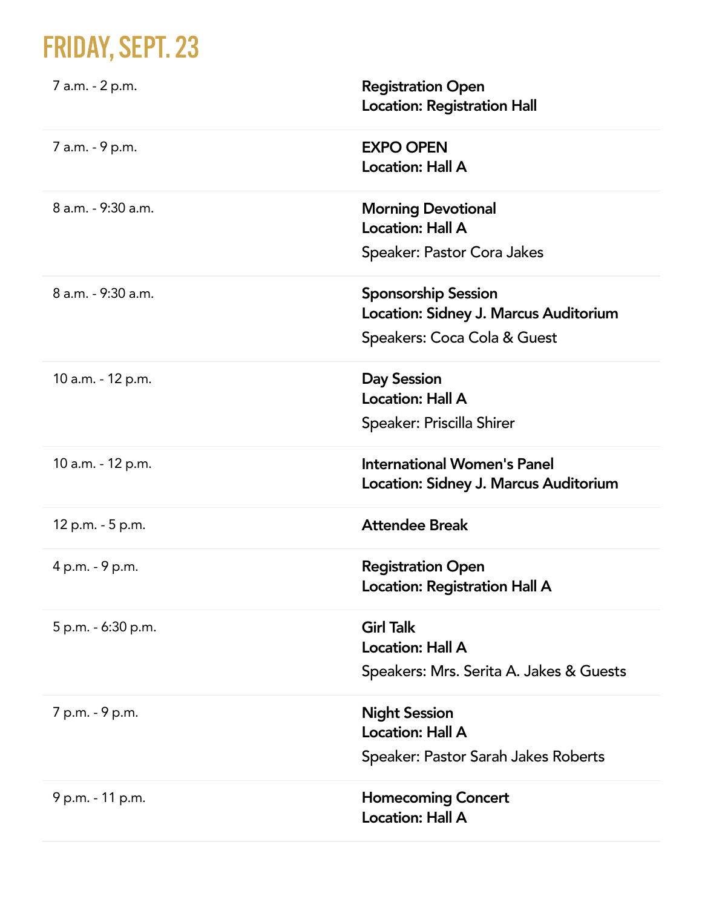# FRIDAY, SEPT. 23

| | |
|---|---|
| 7 a.m. - 2 p.m. | **Registration Open**<br>**Location: Registration Hall** |
| 7 a.m. - 9 p.m. | **EXPO OPEN**<br>**Location: Hall A** |
| 8 a.m. - 9:30 a.m. | **Morning Devotional**<br>**Location: Hall A**<br>Speaker: Pastor Cora Jakes |
| 8 a.m. - 9:30 a.m. | **Sponsorship Session**<br>**Location: Sidney J. Marcus Auditorium**<br>Speakers: Coca Cola & Guest |
| 10 a.m. - 12 p.m. | **Day Session**<br>**Location: Hall A**<br>Speaker: Priscilla Shirer |
| 10 a.m. - 12 p.m. | **International Women's Panel**<br>**Location: Sidney J. Marcus Auditorium** |
| 12 p.m. - 5 p.m. | **Attendee Break** |
| 4 p.m. - 9 p.m. | **Registration Open**<br>**Location: Registration Hall A** |
| 5 p.m. - 6:30 p.m. | **Girl Talk**<br>**Location: Hall A**<br>Speakers: Mrs. Serita A. Jakes & Guests |
| 7 p.m. - 9 p.m. | **Night Session**<br>**Location: Hall A**<br>Speaker: Pastor Sarah Jakes Roberts |
| 9 p.m. - 11 p.m. | **Homecoming Concert**<br>**Location: Hall A** |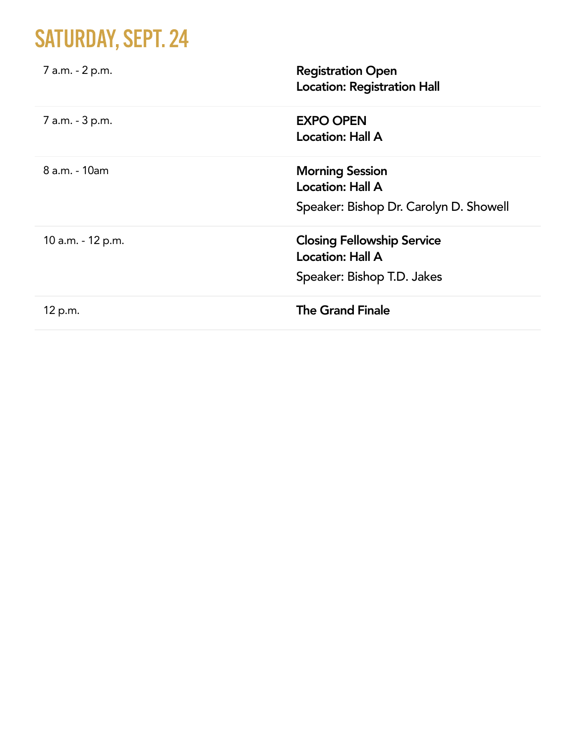# SATURDAY, SEPT. 24

| | |
|---|---|
| 7 a.m. - 2 p.m. | **Registration Open**<br>**Location: Registration Hall** |
| 7 a.m. - 3 p.m. | **EXPO OPEN**<br>**Location: Hall A** |
| 8 a.m. - 10am | **Morning Session**<br>**Location: Hall A**<br>Speaker: Bishop Dr. Carolyn D. Showell |
| 10 a.m. - 12 p.m. | **Closing Fellowship Service**<br>**Location: Hall A**<br>Speaker: Bishop T.D. Jakes |
| 12 p.m. | **The Grand Finale** |